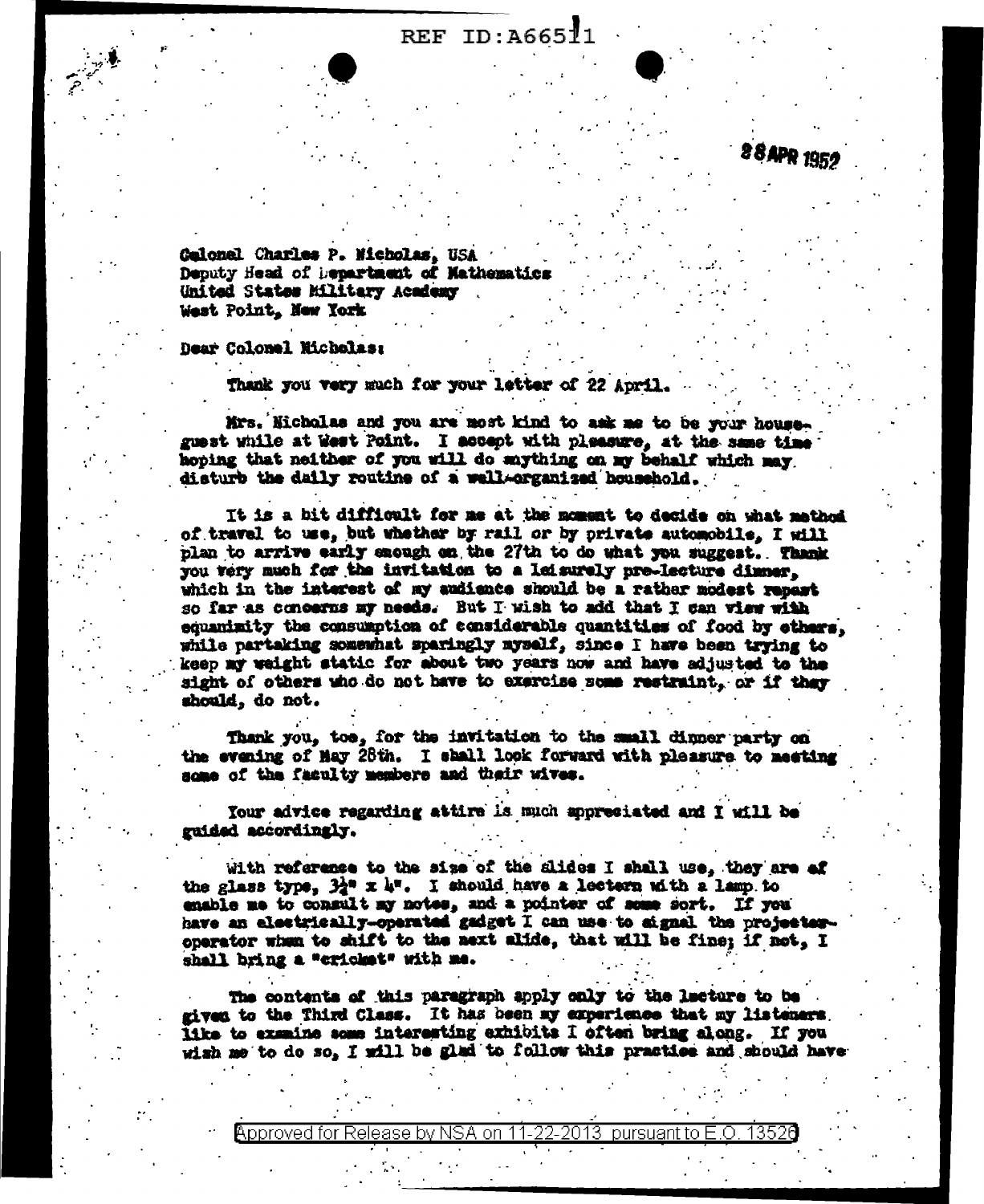28 APR 1952

Colonel Charles P. Nicholas, USA
Deputy Head of Department of Mathematics
United States Military Academy
West Point, New York

Dear Colonel Nicholas:

Thank you very much for your letter of 22 April.

Mrs. Nicholas and you are most kind to ask me to be your house-guest while at West Point. I accept with pleasure, at the same time hoping that neither of you will do anything on my behalf which may disturb the daily routine of a well-organized household.

It is a bit difficult for me at the moment to decide on what method of travel to use, but whether by rail or by private automobile, I will plan to arrive early enough on the 27th to do what you suggest. Thank you very much for the invitation to a leisurely pre-lecture dinner, which in the interest of my audience should be a rather modest repast so far as concerns my needs. But I wish to add that I can view with equanimity the consumption of considerable quantities of food by others, while partaking somewhat sparingly myself, since I have been trying to keep my weight static for about two years now and have adjusted to the sight of others who do not have to exercise some restraint, or if they should, do not.

Thank you, too, for the invitation to the small dinner party on the evening of May 28th. I shall look forward with pleasure to meeting some of the faculty members and their wives.

Your advice regarding attire is much appreciated and I will be guided accordingly.

With reference to the size of the slides I shall use, they are of the glass type, 3¼" x 4". I should have a lectern with a lamp to enable me to consult my notes, and a pointer of some sort. If you have an electrically-operated gadget I can use to signal the projector-operator when to shift to the next slide, that will be fine; if not, I shall bring a "cricket" with me.

The contents of this paragraph apply only to the lecture to be given to the Third Class. It has been my experience that my listeners like to examine some interesting exhibits I often bring along. If you wish me to do so, I will be glad to follow this practice and should have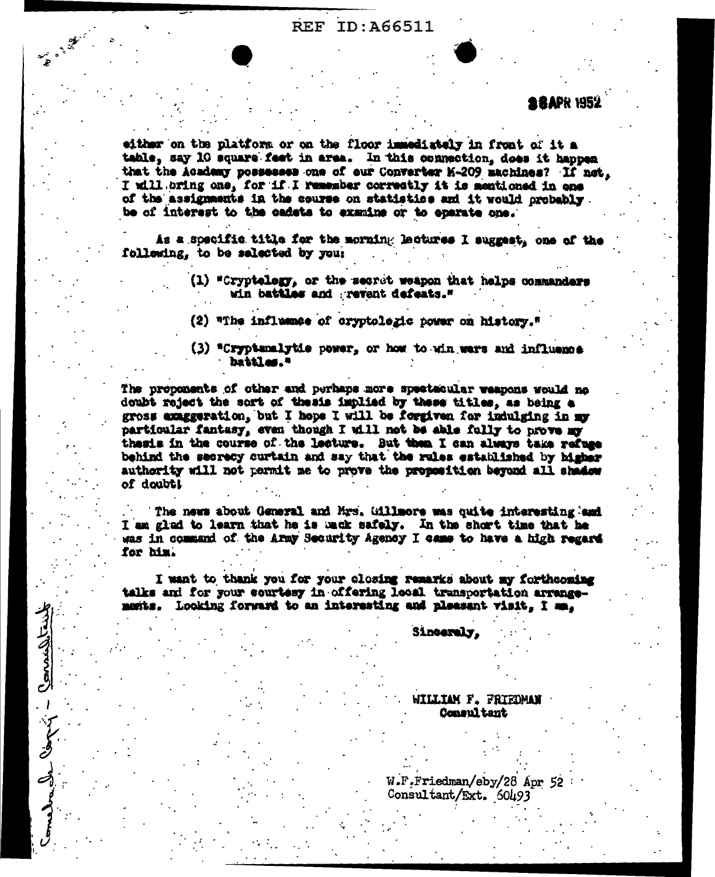28APR 1952

either on the platform or on the floor immediately in front of it a table, say 10 square feet in area. In this connection, does it happen that the Academy possesses one of our Converter M-209 machines? If not, I will bring one, for if I remember correctly it is mentioned in one of the assignments in the course on statistics and it would probably be of interest to the cadets to examine or to operate one.

As a specific title for the morning lectures I suggest, one of the following, to be selected by you:

(1) "Cryptology, or the secret weapon that helps commanders win battles and prevent defeats."

(2) "The influence of cryptologic power on history."

(3) "Cryptanalytic power, or how to win wars and influence battles."

The proponents of other and perhaps more spectacular weapons would no doubt reject the sort of thesis implied by these titles, as being a gross exaggeration, but I hope I will be forgiven for indulging in my particular fantasy, even though I will not be able fully to prove my thesis in the course of the lecture. But then I can always take refuge behind the secrecy curtain and say that the rules established by higher authority will not permit me to prove the proposition beyond all shadow of doubt!

The news about General and Mrs. Gillmore was quite interesting and I am glad to learn that he is back safely. In the short time that he was in command of the Army Security Agency I came to have a high regard for him.

I want to thank you for your closing remarks about my forthcoming talks and for your courtesy in offering local transportation arrangements. Looking forward to an interesting and pleasant visit, I am,

Sincerely,

WILLIAM F. FRIEDMAN
Consultant

W.F.Friedman/eby/28 Apr 52
Consultant/Ext. 60493

Cornelia's Copy - Consultant